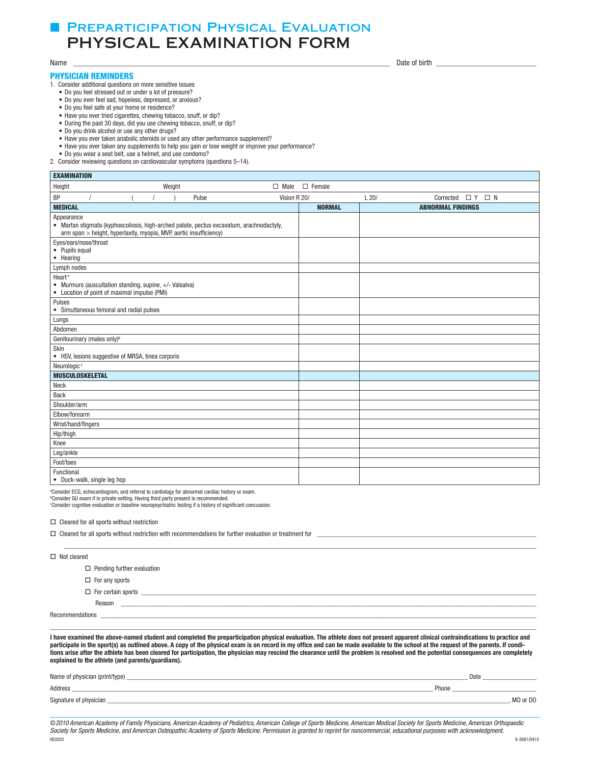# Preparticipation Physical Evaluation
# PHYSICAL EXAMINATION FORM

Name ______________________________________________ Date of birth ____________________

## PHYSICIAN REMINDERS

1. Consider additional questions on more sensitive issues
   - Do you feel stressed out or under a lot of pressure?
   - Do you ever feel sad, hopeless, depressed, or anxious?
   - Do you feel safe at your home or residence?
   - Have you ever tried cigarettes, chewing tobacco, snuff, or dip?
   - During the past 30 days, did you use chewing tobacco, snuff, or dip?
   - Do you drink alcohol or use any other drugs?
   - Have you ever taken anabolic steroids or used any other performance supplement?
   - Have you ever taken any supplements to help you gain or lose weight or improve your performance?
   - Do you wear a seat belt, use a helmet, and use condoms?
2. Consider reviewing questions on cardiovascular symptoms (questions 5–14).

| **EXAMINATION** | | |
|---|---|---|
| Height Weight ☐ Male ☐ Female | | |
| BP / ( / ) Pulse Vision R 20/ L 20/ Corrected ☐ Y ☐ N | | |
| **MEDICAL** | **NORMAL** | **ABNORMAL FINDINGS** |
| Appearance<br>• Marfan stigmata (kyphoscoliosis, high-arched palate, pectus excavatum, arachnodactyly, arm span > height, hyperlaxity, myopia, MVP, aortic insufficiency) | | |
| Eyes/ears/nose/throat<br>• Pupils equal<br>• Hearing | | |
| Lymph nodes | | |
| Heart[a]<br>• Murmurs (auscultation standing, supine, +/- Valsalva)<br>• Location of point of maximal impulse (PMI) | | |
| Pulses<br>• Simultaneous femoral and radial pulses | | |
| Lungs | | |
| Abdomen | | |
| Genitourinary (males only)[b] | | |
| Skin<br>• HSV, lesions suggestive of MRSA, tinea corporis | | |
| Neurologic[c] | | |
| **MUSCULOSKELETAL** | | |
| Neck | | |
| Back | | |
| Shoulder/arm | | |
| Elbow/forearm | | |
| Wrist/hand/fingers | | |
| Hip/thigh | | |
| Knee | | |
| Leg/ankle | | |
| Foot/toes | | |
| Functional<br>• Duck-walk, single leg hop | | |

[a]Consider ECG, echocardiogram, and referral to cardiology for abnormal cardiac history or exam.
[b]Consider GU exam if in private setting. Having third party present is recommended.
[c]Consider cognitive evaluation or baseline neuropsychiatric testing if a history of significant concussion.

☐ Cleared for all sports without restriction

☐ Cleared for all sports without restriction with recommendations for further evaluation or treatment for ____________________________________________

______________________________________________________________________________

☐ Not cleared

- ☐ Pending further evaluation
- ☐ For any sports
- ☐ For certain sports ____________________________________________
  
  Reason ____________________________________________

Recommendations ____________________________________________

______________________________________________________________________________

**I have examined the above-named student and completed the preparticipation physical evaluation. The athlete does not present apparent clinical contraindications to practice and participate in the sport(s) as outlined above. A copy of the physical exam is on record in my office and can be made available to the school at the request of the parents. If conditions arise after the athlete has been cleared for participation, the physician may rescind the clearance until the problem is resolved and the potential consequences are completely explained to the athlete (and parents/guardians).**

Name of physician (print/type) ____________________________________________ Date ____________

Address ____________________________________________ Phone ____________

Signature of physician ____________________________________________, MD or DO

*©2010 American Academy of Family Physicians, American Academy of Pediatrics, American College of Sports Medicine, American Medical Society for Sports Medicine, American Orthopaedic Society for Sports Medicine, and American Osteopathic Academy of Sports Medicine. Permission is granted to reprint for noncommercial, educational purposes with acknowledgment.*

HE0503 9-2681/0410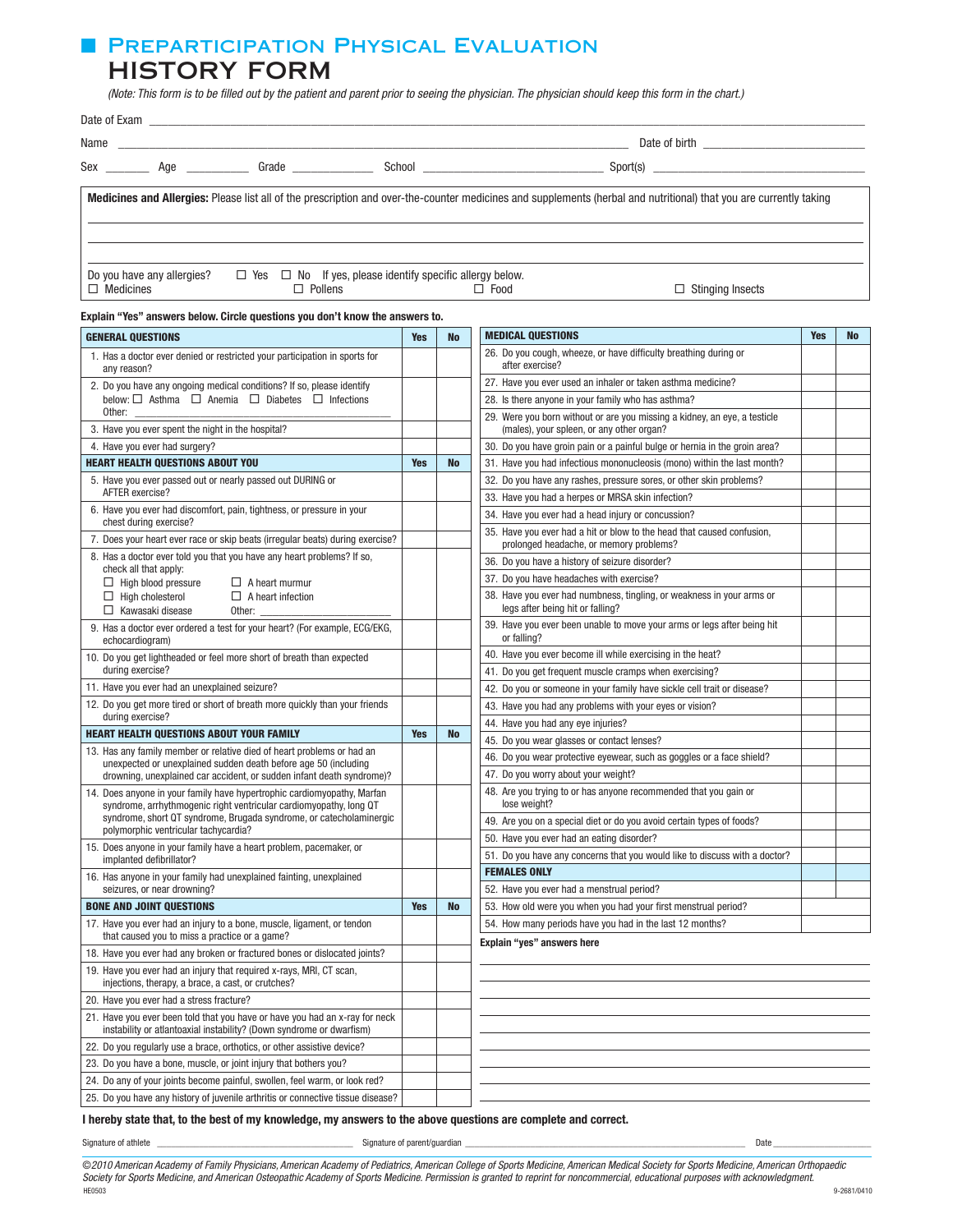# Preparticipation Physical Evaluation
# HISTORY FORM

*(Note: This form is to be filled out by the patient and parent prior to seeing the physician. The physician should keep this form in the chart.)*

Date of Exam ____________________

Name ____________________ Date of birth ____________________

Sex _______ Age _______ Grade _______ School ____________________ Sport(s) ____________________

**Medicines and Allergies:** Please list all of the prescription and over-the-counter medicines and supplements (herbal and nutritional) that you are currently taking

____________________

____________________

____________________

Do you have any allergies? ☐ Yes ☐ No If yes, please identify specific allergy below.
☐ Medicines ☐ Pollens ☐ Food ☐ Stinging Insects

**Explain "Yes" answers below. Circle questions you don't know the answers to.**

| GENERAL QUESTIONS | Yes | No |
|---|---|---|
| 1. Has a doctor ever denied or restricted your participation in sports for any reason? | | |
| 2. Do you have any ongoing medical conditions? If so, please identify below: ☐ Asthma ☐ Anemia ☐ Diabetes ☐ Infections Other: ________ | | |
| 3. Have you ever spent the night in the hospital? | | |
| 4. Have you ever had surgery? | | |
| **HEART HEALTH QUESTIONS ABOUT YOU** | **Yes** | **No** |
| 5. Have you ever passed out or nearly passed out DURING or AFTER exercise? | | |
| 6. Have you ever had discomfort, pain, tightness, or pressure in your chest during exercise? | | |
| 7. Does your heart ever race or skip beats (irregular beats) during exercise? | | |
| 8. Has a doctor ever told you that you have any heart problems? If so, check all that apply: ☐ High blood pressure ☐ A heart murmur ☐ High cholesterol ☐ A heart infection ☐ Kawasaki disease Other: ________ | | |
| 9. Has a doctor ever ordered a test for your heart? (For example, ECG/EKG, echocardiogram) | | |
| 10. Do you get lightheaded or feel more short of breath than expected during exercise? | | |
| 11. Have you ever had an unexplained seizure? | | |
| 12. Do you get more tired or short of breath more quickly than your friends during exercise? | | |
| **HEART HEALTH QUESTIONS ABOUT YOUR FAMILY** | **Yes** | **No** |
| 13. Has any family member or relative died of heart problems or had an unexpected or unexplained sudden death before age 50 (including drowning, unexplained car accident, or sudden infant death syndrome)? | | |
| 14. Does anyone in your family have hypertrophic cardiomyopathy, Marfan syndrome, arrhythmogenic right ventricular cardiomyopathy, long QT syndrome, short QT syndrome, Brugada syndrome, or catecholaminergic polymorphic ventricular tachycardia? | | |
| 15. Does anyone in your family have a heart problem, pacemaker, or implanted defibrillator? | | |
| 16. Has anyone in your family had unexplained fainting, unexplained seizures, or near drowning? | | |
| **BONE AND JOINT QUESTIONS** | **Yes** | **No** |
| 17. Have you ever had an injury to a bone, muscle, ligament, or tendon that caused you to miss a practice or a game? | | |
| 18. Have you ever had any broken or fractured bones or dislocated joints? | | |
| 19. Have you ever had an injury that required x-rays, MRI, CT scan, injections, therapy, a brace, a cast, or crutches? | | |
| 20. Have you ever had a stress fracture? | | |
| 21. Have you ever been told that you have or have you had an x-ray for neck instability or atlantoaxial instability? (Down syndrome or dwarfism) | | |
| 22. Do you regularly use a brace, orthotics, or other assistive device? | | |
| 23. Do you have a bone, muscle, or joint injury that bothers you? | | |
| 24. Do any of your joints become painful, swollen, feel warm, or look red? | | |
| 25. Do you have any history of juvenile arthritis or connective tissue disease? | | |

| MEDICAL QUESTIONS | Yes | No |
|---|---|---|
| 26. Do you cough, wheeze, or have difficulty breathing during or after exercise? | | |
| 27. Have you ever used an inhaler or taken asthma medicine? | | |
| 28. Is there anyone in your family who has asthma? | | |
| 29. Were you born without or are you missing a kidney, an eye, a testicle (males), your spleen, or any other organ? | | |
| 30. Do you have groin pain or a painful bulge or hernia in the groin area? | | |
| 31. Have you had infectious mononucleosis (mono) within the last month? | | |
| 32. Do you have any rashes, pressure sores, or other skin problems? | | |
| 33. Have you had a herpes or MRSA skin infection? | | |
| 34. Have you ever had a head injury or concussion? | | |
| 35. Have you ever had a hit or blow to the head that caused confusion, prolonged headache, or memory problems? | | |
| 36. Do you have a history of seizure disorder? | | |
| 37. Do you have headaches with exercise? | | |
| 38. Have you ever had numbness, tingling, or weakness in your arms or legs after being hit or falling? | | |
| 39. Have you ever been unable to move your arms or legs after being hit or falling? | | |
| 40. Have you ever become ill while exercising in the heat? | | |
| 41. Do you get frequent muscle cramps when exercising? | | |
| 42. Do you or someone in your family have sickle cell trait or disease? | | |
| 43. Have you had any problems with your eyes or vision? | | |
| 44. Have you had any eye injuries? | | |
| 45. Do you wear glasses or contact lenses? | | |
| 46. Do you wear protective eyewear, such as goggles or a face shield? | | |
| 47. Do you worry about your weight? | | |
| 48. Are you trying to or has anyone recommended that you gain or lose weight? | | |
| 49. Are you on a special diet or do you avoid certain types of foods? | | |
| 50. Have you ever had an eating disorder? | | |
| 51. Do you have any concerns that you would like to discuss with a doctor? | | |
| **FEMALES ONLY** | | |
| 52. Have you ever had a menstrual period? | | |
| 53. How old were you when you had your first menstrual period? | | |
| 54. How many periods have you had in the last 12 months? | | |

**Explain "yes" answers here**

____________________

____________________

____________________

____________________

____________________

____________________

____________________

____________________

**I hereby state that, to the best of my knowledge, my answers to the above questions are complete and correct.**

Signature of athlete ____________________ Signature of parent/guardian ____________________ Date ____________

*©2010 American Academy of Family Physicians, American Academy of Pediatrics, American College of Sports Medicine, American Medical Society for Sports Medicine, American Orthopaedic Society for Sports Medicine, and American Osteopathic Academy of Sports Medicine. Permission is granted to reprint for noncommercial, educational purposes with acknowledgment.*

HE0503 9-2681/0410